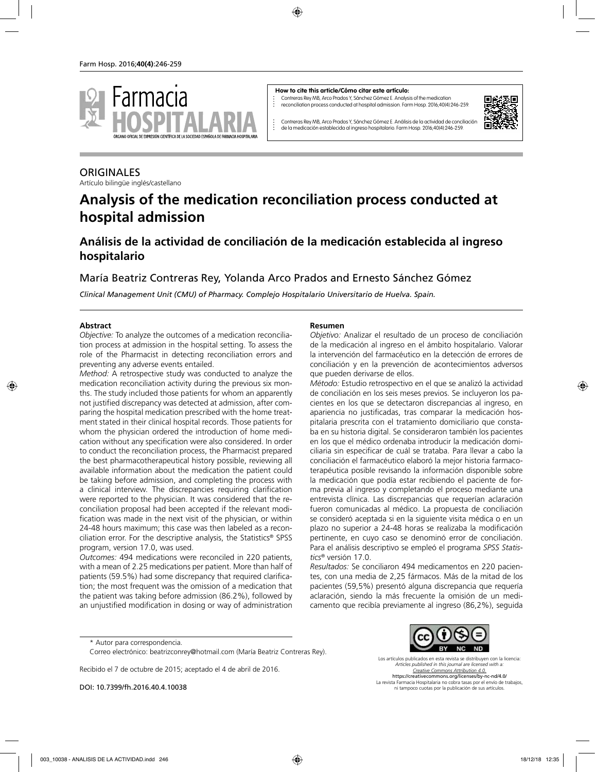**How to cite this article/Cómo citar este artículo:**

Contreras Rey MB, Arco Prados Y, Sánchez Gómez E. Analysis of the medication reconciliation process conducted at hospital admission. Farm Hosp. 2016;40(4):246-259.

Contreras Rey MB, Arco Prados Y, Sánchez Gómez E. Análisis de la actividad de conciliación de la medicación establecida al ingreso hospitalario. Farm Hosp. 2016;40(4):246-259.

ORIGINALES

Artículo bilingüe inglés/castellano

# Analysis of the medication reconciliation process conducted at hospital admission

## Análisis de la actividad de conciliación de la medicación establecida al ingreso hospitalario

María Beatriz Contreras Rey, Yolanda Arco Prados and Ernesto Sánchez Gómez

*Clinical Management Unit (CMU) of Pharmacy. Complejo Hospitalario Universitario de Huelva. Spain.*

### Abstract

*Objective:* To analyze the outcomes of a medication reconciliation process at admission in the hospital setting. To assess the role of the Pharmacist in detecting reconciliation errors and preventing any adverse events entailed.

*Method:* A retrospective study was conducted to analyze the medication reconciliation activity during the previous six months. The study included those patients for whom an apparently not justified discrepancy was detected at admission, after comparing the hospital medication prescribed with the home treatment stated in their clinical hospital records. Those patients for whom the physician ordered the introduction of home medication without any specification were also considered. In order to conduct the reconciliation process, the Pharmacist prepared the best pharmacotherapeutical history possible, reviewing all available information about the medication the patient could be taking before admission, and completing the process with a clinical interview. The discrepancies requiring clarification were reported to the physician. It was considered that the reconciliation proposal had been accepted if the relevant modification was made in the next visit of the physician, or within 24-48 hours maximum; this case was then labeled as a reconciliation error. For the descriptive analysis, the Statistics® SPSS program, version 17.0, was used.

*Outcomes:* 494 medications were reconciled in 220 patients, with a mean of 2.25 medications per patient. More than half of patients (59.5%) had some discrepancy that required clarification; the most frequent was the omission of a medication that the patient was taking before admission (86.2%), followed by an unjustified modification in dosing or way of administration

### Resumen

*Objetivo:* Analizar el resultado de un proceso de conciliación de la medicación al ingreso en el ámbito hospitalario. Valorar la intervención del farmacéutico en la detección de errores de conciliación y en la prevención de acontecimientos adversos que pueden derivarse de ellos.

*Método:* Estudio retrospectivo en el que se analizó la actividad de conciliación en los seis meses previos. Se incluyeron los pacientes en los que se detectaron discrepancias al ingreso, en apariencia no justificadas, tras comparar la medicación hospitalaria prescrita con el tratamiento domiciliario que constaba en su historia digital. Se consideraron también los pacientes en los que el médico ordenaba introducir la medicación domiciliaria sin especificar de cuál se trataba. Para llevar a cabo la conciliación el farmacéutico elaboró la mejor historia farmacoterapéutica posible revisando la información disponible sobre la medicación que podía estar recibiendo el paciente de forma previa al ingreso y completando el proceso mediante una entrevista clínica. Las discrepancias que requerían aclaración fueron comunicadas al médico. La propuesta de conciliación se consideró aceptada si en la siguiente visita médica o en un plazo no superior a 24-48 horas se realizaba la modificación pertinente, en cuyo caso se denominó error de conciliación. Para el análisis descriptivo se empleó el programa *SPSS Statistics®* versión 17.0.

*Resultados:* Se conciliaron 494 medicamentos en 220 pacientes, con una media de 2,25 fármacos. Más de la mitad de los pacientes (59,5%) presentó alguna discrepancia que requería aclaración, siendo la más frecuente la omisión de un medicamento que recibía previamente al ingreso (86,2%), seguida

\* Autor para correspondencia.

Correo electrónico: beatrizconrey@hotmail.com (María Beatriz Contreras Rey).

Recibido el 7 de octubre de 2015; aceptado el 4 de abril de 2016.

DOI: 10.7399/fh.2016.40.4.10038

Los artículos publicados en esta revista se distribuyen con la licencia:
*Articles published in this journal are licensed with a:*
*Creative Commons Attribution 4.0.*
https://creativecommons.org/licenses/by-nc-nd/4.0/
La revista Farmacia Hospitalaria no cobra tasas por el envío de trabajos, ni tampoco cuotas por la publicación de sus artículos.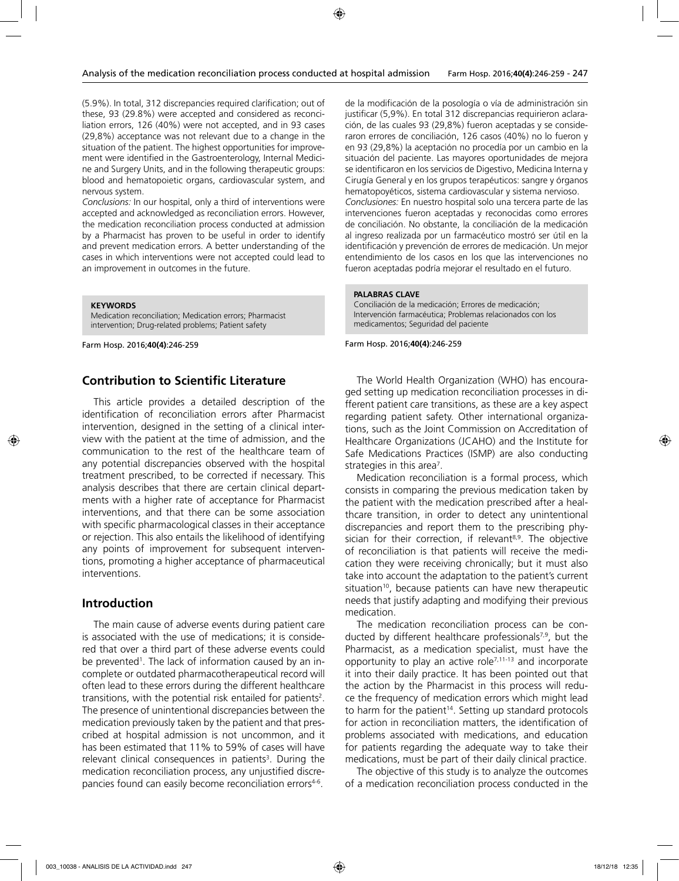(5.9%). In total, 312 discrepancies required clarification; out of these, 93 (29.8%) were accepted and considered as reconciliation errors, 126 (40%) were not accepted, and in 93 cases (29,8%) acceptance was not relevant due to a change in the situation of the patient. The highest opportunities for improvement were identified in the Gastroenterology, Internal Medicine and Surgery Units, and in the following therapeutic groups: blood and hematopoietic organs, cardiovascular system, and nervous system.

*Conclusions:* In our hospital, only a third of interventions were accepted and acknowledged as reconciliation errors. However, the medication reconciliation process conducted at admission by a Pharmacist has proven to be useful in order to identify and prevent medication errors. A better understanding of the cases in which interventions were not accepted could lead to an improvement in outcomes in the future.

**KEYWORDS**
Medication reconciliation; Medication errors; Pharmacist intervention; Drug-related problems; Patient safety

de la modificación de la posología o vía de administración sin justificar (5,9%). En total 312 discrepancias requirieron aclaración, de las cuales 93 (29,8%) fueron aceptadas y se consideraron errores de conciliación, 126 casos (40%) no lo fueron y en 93 (29,8%) la aceptación no procedía por un cambio en la situación del paciente. Las mayores oportunidades de mejora se identificaron en los servicios de Digestivo, Medicina Interna y Cirugía General y en los grupos terapéuticos: sangre y órganos hematopoyéticos, sistema cardiovascular y sistema nervioso.

*Conclusiones:* En nuestro hospital solo una tercera parte de las intervenciones fueron aceptadas y reconocidas como errores de conciliación. No obstante, la conciliación de la medicación al ingreso realizada por un farmacéutico mostró ser útil en la identificación y prevención de errores de medicación. Un mejor entendimiento de los casos en los que las intervenciones no fueron aceptadas podría mejorar el resultado en el futuro.

**PALABRAS CLAVE**
Conciliación de la medicación; Errores de medicación; Intervención farmacéutica; Problemas relacionados con los medicamentos; Seguridad del paciente

## Contribution to Scientific Literature

This article provides a detailed description of the identification of reconciliation errors after Pharmacist intervention, designed in the setting of a clinical interview with the patient at the time of admission, and the communication to the rest of the healthcare team of any potential discrepancies observed with the hospital treatment prescribed, to be corrected if necessary. This analysis describes that there are certain clinical departments with a higher rate of acceptance for Pharmacist interventions, and that there can be some association with specific pharmacological classes in their acceptance or rejection. This also entails the likelihood of identifying any points of improvement for subsequent interventions, promoting a higher acceptance of pharmaceutical interventions.

## Introduction

The main cause of adverse events during patient care is associated with the use of medications; it is considered that over a third part of these adverse events could be prevented[1]. The lack of information caused by an incomplete or outdated pharmacotherapeutical record will often lead to these errors during the different healthcare transitions, with the potential risk entailed for patients[2]. The presence of unintentional discrepancies between the medication previously taken by the patient and that prescribed at hospital admission is not uncommon, and it has been estimated that 11% to 59% of cases will have relevant clinical consequences in patients[3]. During the medication reconciliation process, any unjustified discrepancies found can easily become reconciliation errors[4-6].

The World Health Organization (WHO) has encouraged setting up medication reconciliation processes in different patient care transitions, as these are a key aspect regarding patient safety. Other international organizations, such as the Joint Commission on Accreditation of Healthcare Organizations (JCAHO) and the Institute for Safe Medications Practices (ISMP) are also conducting strategies in this area[7].

Medication reconciliation is a formal process, which consists in comparing the previous medication taken by the patient with the medication prescribed after a healthcare transition, in order to detect any unintentional discrepancies and report them to the prescribing physician for their correction, if relevant[8,9]. The objective of reconciliation is that patients will receive the medication they were receiving chronically; but it must also take into account the adaptation to the patient's current situation[10], because patients can have new therapeutic needs that justify adapting and modifying their previous medication.

The medication reconciliation process can be conducted by different healthcare professionals[7,9], but the Pharmacist, as a medication specialist, must have the opportunity to play an active role[7,11-13] and incorporate it into their daily practice. It has been pointed out that the action by the Pharmacist in this process will reduce the frequency of medication errors which might lead to harm for the patient[14]. Setting up standard protocols for action in reconciliation matters, the identification of problems associated with medications, and education for patients regarding the adequate way to take their medications, must be part of their daily clinical practice.

The objective of this study is to analyze the outcomes of a medication reconciliation process conducted in the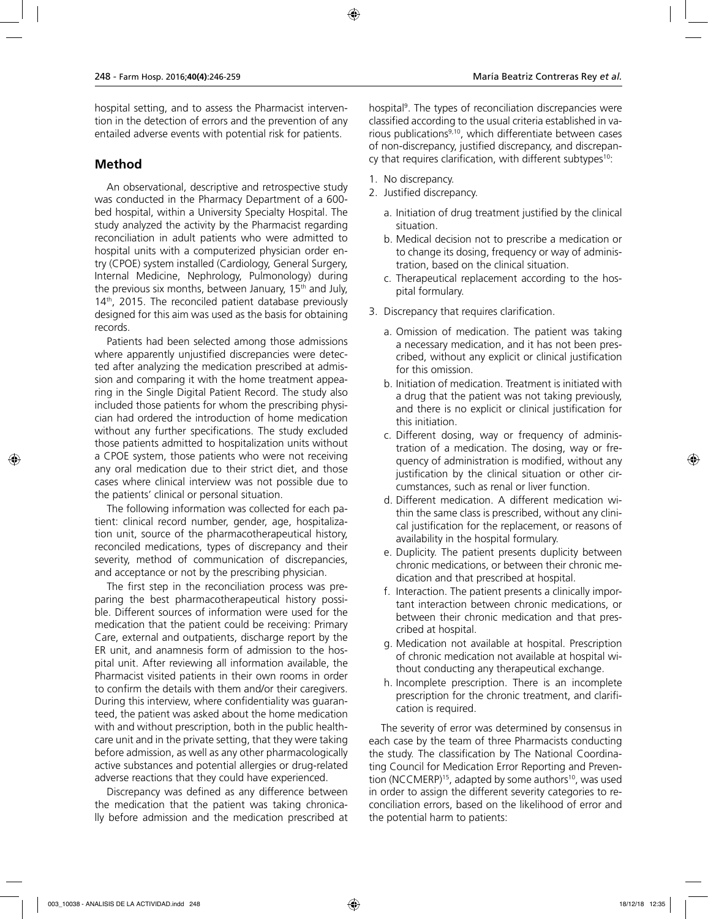hospital setting, and to assess the Pharmacist intervention in the detection of errors and the prevention of any entailed adverse events with potential risk for patients.

## Method

An observational, descriptive and retrospective study was conducted in the Pharmacy Department of a 600-bed hospital, within a University Specialty Hospital. The study analyzed the activity by the Pharmacist regarding reconciliation in adult patients who were admitted to hospital units with a computerized physician order entry (CPOE) system installed (Cardiology, General Surgery, Internal Medicine, Nephrology, Pulmonology) during the previous six months, between January, 15th and July, 14th, 2015. The reconciled patient database previously designed for this aim was used as the basis for obtaining records.

Patients had been selected among those admissions where apparently unjustified discrepancies were detected after analyzing the medication prescribed at admission and comparing it with the home treatment appearing in the Single Digital Patient Record. The study also included those patients for whom the prescribing physician had ordered the introduction of home medication without any further specifications. The study excluded those patients admitted to hospitalization units without a CPOE system, those patients who were not receiving any oral medication due to their strict diet, and those cases where clinical interview was not possible due to the patients' clinical or personal situation.

The following information was collected for each patient: clinical record number, gender, age, hospitalization unit, source of the pharmacotherapeutical history, reconciled medications, types of discrepancy and their severity, method of communication of discrepancies, and acceptance or not by the prescribing physician.

The first step in the reconciliation process was preparing the best pharmacotherapeutical history possible. Different sources of information were used for the medication that the patient could be receiving: Primary Care, external and outpatients, discharge report by the ER unit, and anamnesis form of admission to the hospital unit. After reviewing all information available, the Pharmacist visited patients in their own rooms in order to confirm the details with them and/or their caregivers. During this interview, where confidentiality was guaranteed, the patient was asked about the home medication with and without prescription, both in the public healthcare unit and in the private setting, that they were taking before admission, as well as any other pharmacologically active substances and potential allergies or drug-related adverse reactions that they could have experienced.

Discrepancy was defined as any difference between the medication that the patient was taking chronically before admission and the medication prescribed at hospital[9]. The types of reconciliation discrepancies were classified according to the usual criteria established in various publications[9,10], which differentiate between cases of non-discrepancy, justified discrepancy, and discrepancy that requires clarification, with different subtypes[10]:

1. No discrepancy.
2. Justified discrepancy.
   a. Initiation of drug treatment justified by the clinical situation.
   b. Medical decision not to prescribe a medication or to change its dosing, frequency or way of administration, based on the clinical situation.
   c. Therapeutical replacement according to the hospital formulary.
3. Discrepancy that requires clarification.
   a. Omission of medication. The patient was taking a necessary medication, and it has not been prescribed, without any explicit or clinical justification for this omission.
   b. Initiation of medication. Treatment is initiated with a drug that the patient was not taking previously, and there is no explicit or clinical justification for this initiation.
   c. Different dosing, way or frequency of administration of a medication. The dosing, way or frequency of administration is modified, without any justification by the clinical situation or other circumstances, such as renal or liver function.
   d. Different medication. A different medication within the same class is prescribed, without any clinical justification for the replacement, or reasons of availability in the hospital formulary.
   e. Duplicity. The patient presents duplicity between chronic medications, or between their chronic medication and that prescribed at hospital.
   f. Interaction. The patient presents a clinically important interaction between chronic medications, or between their chronic medication and that prescribed at hospital.
   g. Medication not available at hospital. Prescription of chronic medication not available at hospital without conducting any therapeutical exchange.
   h. Incomplete prescription. There is an incomplete prescription for the chronic treatment, and clarification is required.

The severity of error was determined by consensus in each case by the team of three Pharmacists conducting the study. The classification by The National Coordinating Council for Medication Error Reporting and Prevention (NCCMERP)[15], adapted by some authors[10], was used in order to assign the different severity categories to reconciliation errors, based on the likelihood of error and the potential harm to patients: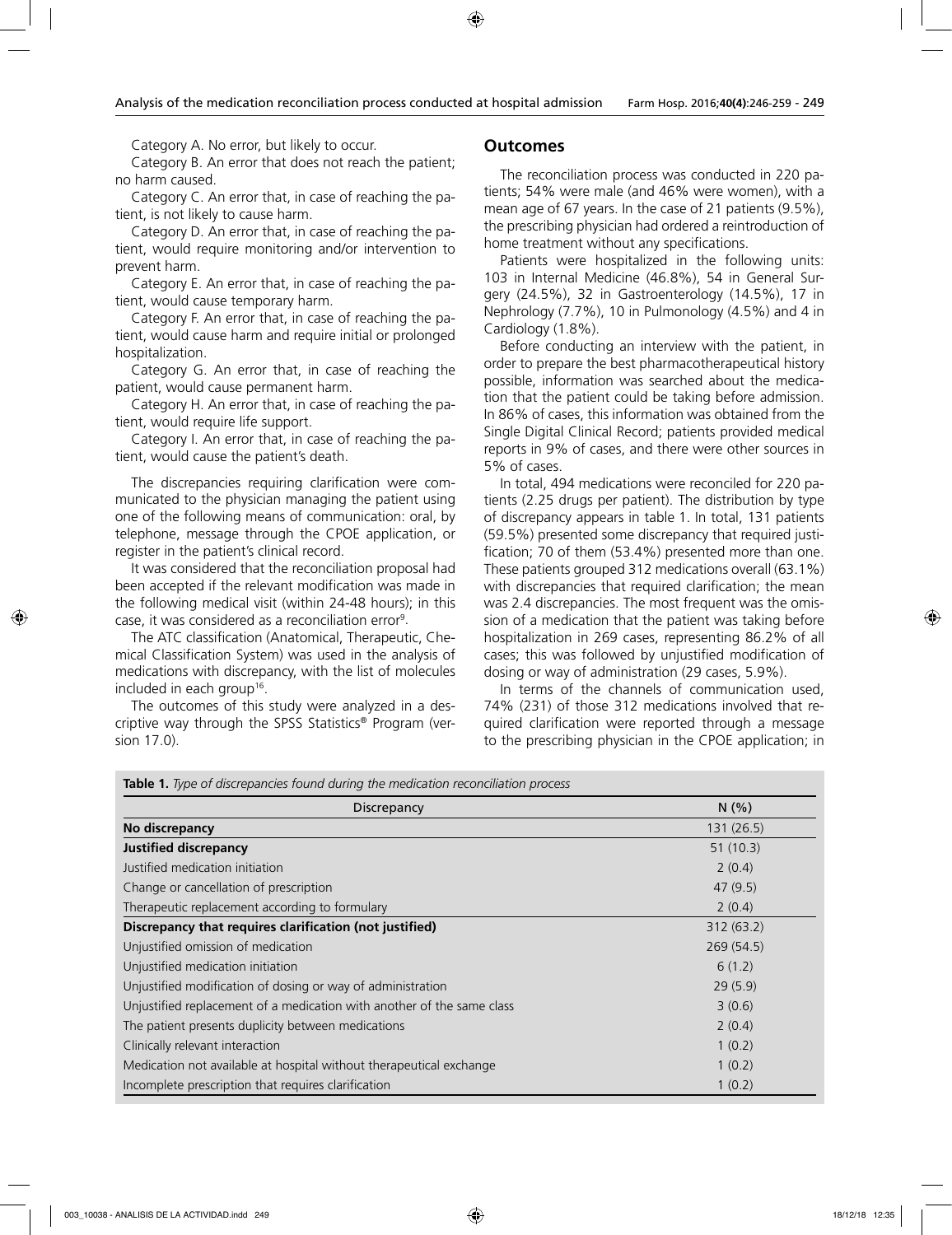Category A. No error, but likely to occur.

Category B. An error that does not reach the patient; no harm caused.

Category C. An error that, in case of reaching the patient, is not likely to cause harm.

Category D. An error that, in case of reaching the patient, would require monitoring and/or intervention to prevent harm.

Category E. An error that, in case of reaching the patient, would cause temporary harm.

Category F. An error that, in case of reaching the patient, would cause harm and require initial or prolonged hospitalization.

Category G. An error that, in case of reaching the patient, would cause permanent harm.

Category H. An error that, in case of reaching the patient, would require life support.

Category I. An error that, in case of reaching the patient, would cause the patient's death.

The discrepancies requiring clarification were communicated to the physician managing the patient using one of the following means of communication: oral, by telephone, message through the CPOE application, or register in the patient's clinical record.

It was considered that the reconciliation proposal had been accepted if the relevant modification was made in the following medical visit (within 24-48 hours); in this case, it was considered as a reconciliation error[9].

The ATC classification (Anatomical, Therapeutic, Chemical Classification System) was used in the analysis of medications with discrepancy, with the list of molecules included in each group[16].

The outcomes of this study were analyzed in a descriptive way through the SPSS Statistics® Program (version 17.0).

## Outcomes

The reconciliation process was conducted in 220 patients; 54% were male (and 46% were women), with a mean age of 67 years. In the case of 21 patients (9.5%), the prescribing physician had ordered a reintroduction of home treatment without any specifications.

Patients were hospitalized in the following units: 103 in Internal Medicine (46.8%), 54 in General Surgery (24.5%), 32 in Gastroenterology (14.5%), 17 in Nephrology (7.7%), 10 in Pulmonology (4.5%) and 4 in Cardiology (1.8%).

Before conducting an interview with the patient, in order to prepare the best pharmacotherapeutical history possible, information was searched about the medication that the patient could be taking before admission. In 86% of cases, this information was obtained from the Single Digital Clinical Record; patients provided medical reports in 9% of cases, and there were other sources in 5% of cases.

In total, 494 medications were reconciled for 220 patients (2.25 drugs per patient). The distribution by type of discrepancy appears in table 1. In total, 131 patients (59.5%) presented some discrepancy that required justification; 70 of them (53.4%) presented more than one. These patients grouped 312 medications overall (63.1%) with discrepancies that required clarification; the mean was 2.4 discrepancies. The most frequent was the omission of a medication that the patient was taking before hospitalization in 269 cases, representing 86.2% of all cases; this was followed by unjustified modification of dosing or way of administration (29 cases, 5.9%).

In terms of the channels of communication used, 74% (231) of those 312 medications involved that required clarification were reported through a message to the prescribing physician in the CPOE application; in

**Table 1.** *Type of discrepancies found during the medication reconciliation process*

| Discrepancy | N (%) |
|---|---|
| **No discrepancy** | 131 (26.5) |
| **Justified discrepancy** | 51 (10.3) |
| Justified medication initiation | 2 (0.4) |
| Change or cancellation of prescription | 47 (9.5) |
| Therapeutic replacement according to formulary | 2 (0.4) |
| **Discrepancy that requires clarification (not justified)** | 312 (63.2) |
| Unjustified omission of medication | 269 (54.5) |
| Unjustified medication initiation | 6 (1.2) |
| Unjustified modification of dosing or way of administration | 29 (5.9) |
| Unjustified replacement of a medication with another of the same class | 3 (0.6) |
| The patient presents duplicity between medications | 2 (0.4) |
| Clinically relevant interaction | 1 (0.2) |
| Medication not available at hospital without therapeutical exchange | 1 (0.2) |
| Incomplete prescription that requires clarification | 1 (0.2) |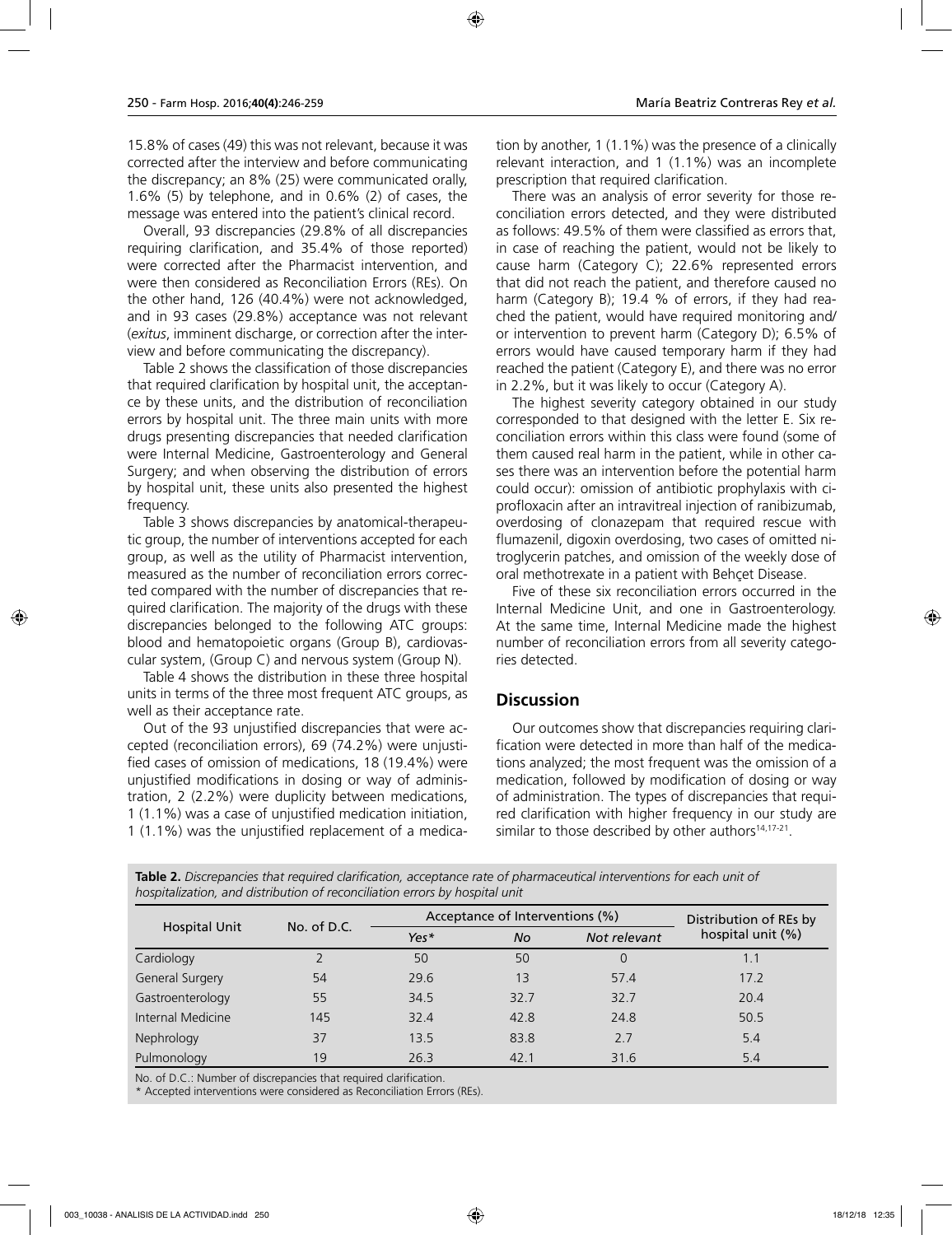15.8% of cases (49) this was not relevant, because it was corrected after the interview and before communicating the discrepancy; an 8% (25) were communicated orally, 1.6% (5) by telephone, and in 0.6% (2) of cases, the message was entered into the patient's clinical record.

Overall, 93 discrepancies (29.8% of all discrepancies requiring clarification, and 35.4% of those reported) were corrected after the Pharmacist intervention, and were then considered as Reconciliation Errors (REs). On the other hand, 126 (40.4%) were not acknowledged, and in 93 cases (29.8%) acceptance was not relevant (*exitus*, imminent discharge, or correction after the interview and before communicating the discrepancy).

Table 2 shows the classification of those discrepancies that required clarification by hospital unit, the acceptance by these units, and the distribution of reconciliation errors by hospital unit. The three main units with more drugs presenting discrepancies that needed clarification were Internal Medicine, Gastroenterology and General Surgery; and when observing the distribution of errors by hospital unit, these units also presented the highest frequency.

Table 3 shows discrepancies by anatomical-therapeutic group, the number of interventions accepted for each group, as well as the utility of Pharmacist intervention, measured as the number of reconciliation errors corrected compared with the number of discrepancies that required clarification. The majority of the drugs with these discrepancies belonged to the following ATC groups: blood and hematopoietic organs (Group B), cardiovascular system, (Group C) and nervous system (Group N).

Table 4 shows the distribution in these three hospital units in terms of the three most frequent ATC groups, as well as their acceptance rate.

Out of the 93 unjustified discrepancies that were accepted (reconciliation errors), 69 (74.2%) were unjustified cases of omission of medications, 18 (19.4%) were unjustified modifications in dosing or way of administration, 2 (2.2%) were duplicity between medications, 1 (1.1%) was a case of unjustified medication initiation, 1 (1.1%) was the unjustified replacement of a medication by another, 1 (1.1%) was the presence of a clinically relevant interaction, and 1 (1.1%) was an incomplete prescription that required clarification.

There was an analysis of error severity for those reconciliation errors detected, and they were distributed as follows: 49.5% of them were classified as errors that, in case of reaching the patient, would not be likely to cause harm (Category C); 22.6% represented errors that did not reach the patient, and therefore caused no harm (Category B); 19.4 % of errors, if they had reached the patient, would have required monitoring and/or intervention to prevent harm (Category D); 6.5% of errors would have caused temporary harm if they had reached the patient (Category E), and there was no error in 2.2%, but it was likely to occur (Category A).

The highest severity category obtained in our study corresponded to that designed with the letter E. Six reconciliation errors within this class were found (some of them caused real harm in the patient, while in other cases there was an intervention before the potential harm could occur): omission of antibiotic prophylaxis with ciprofloxacin after an intravitreal injection of ranibizumab, overdosing of clonazepam that required rescue with flumazenil, digoxin overdosing, two cases of omitted nitroglycerin patches, and omission of the weekly dose of oral methotrexate in a patient with Behçet Disease.

Five of these six reconciliation errors occurred in the Internal Medicine Unit, and one in Gastroenterology. At the same time, Internal Medicine made the highest number of reconciliation errors from all severity categories detected.

## Discussion

Our outcomes show that discrepancies requiring clarification were detected in more than half of the medications analyzed; the most frequent was the omission of a medication, followed by modification of dosing or way of administration. The types of discrepancies that required clarification with higher frequency in our study are similar to those described by other authors[14,17-21].

**Table 2.** *Discrepancies that required clarification, acceptance rate of pharmaceutical interventions for each unit of hospitalization, and distribution of reconciliation errors by hospital unit*

| Hospital Unit | No. of D.C. | Acceptance of Interventions (%) | | | Distribution of REs by hospital unit (%) |
|---|---|---|---|---|---|
| | | *Yes\** | *No* | *Not relevant* | |
| Cardiology | 2 | 50 | 50 | 0 | 1.1 |
| General Surgery | 54 | 29.6 | 13 | 57.4 | 17.2 |
| Gastroenterology | 55 | 34.5 | 32.7 | 32.7 | 20.4 |
| Internal Medicine | 145 | 32.4 | 42.8 | 24.8 | 50.5 |
| Nephrology | 37 | 13.5 | 83.8 | 2.7 | 5.4 |
| Pulmonology | 19 | 26.3 | 42.1 | 31.6 | 5.4 |

No. of D.C.: Number of discrepancies that required clarification.
\* Accepted interventions were considered as Reconciliation Errors (REs).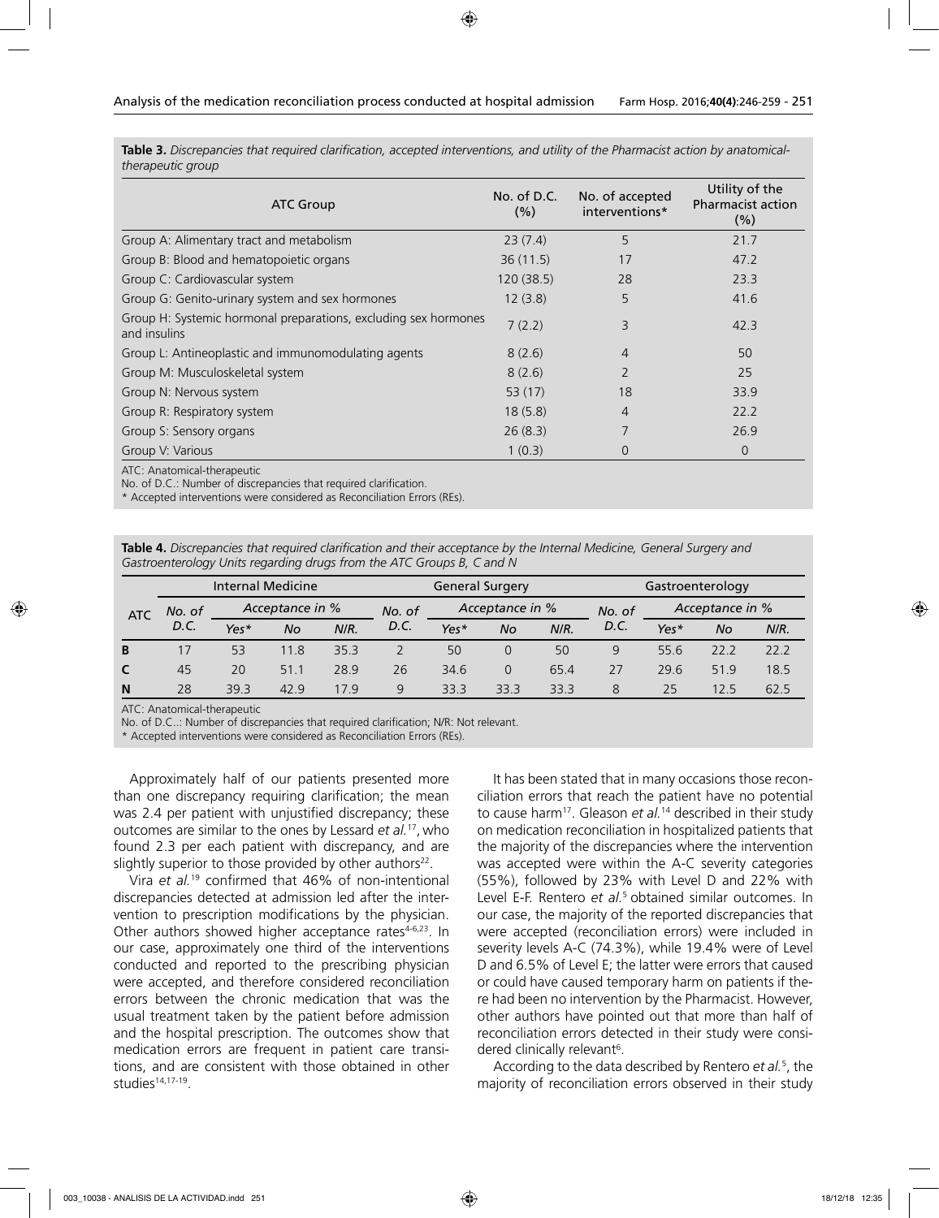**Table 3.** *Discrepancies that required clarification, accepted interventions, and utility of the Pharmacist action by anatomical-therapeutic group*

| ATC Group | No. of D.C. (%) | No. of accepted interventions* | Utility of the Pharmacist action (%) |
|---|---|---|---|
| Group A: Alimentary tract and metabolism | 23 (7.4) | 5 | 21.7 |
| Group B: Blood and hematopoietic organs | 36 (11.5) | 17 | 47.2 |
| Group C: Cardiovascular system | 120 (38.5) | 28 | 23.3 |
| Group G: Genito-urinary system and sex hormones | 12 (3.8) | 5 | 41.6 |
| Group H: Systemic hormonal preparations, excluding sex hormones and insulins | 7 (2.2) | 3 | 42.3 |
| Group L: Antineoplastic and immunomodulating agents | 8 (2.6) | 4 | 50 |
| Group M: Musculoskeletal system | 8 (2.6) | 2 | 25 |
| Group N: Nervous system | 53 (17) | 18 | 33.9 |
| Group R: Respiratory system | 18 (5.8) | 4 | 22.2 |
| Group S: Sensory organs | 26 (8.3) | 7 | 26.9 |
| Group V: Various | 1 (0.3) | 0 | 0 |

ATC: Anatomical-therapeutic
No. of D.C.: Number of discrepancies that required clarification.
* Accepted interventions were considered as Reconciliation Errors (REs).

**Table 4.** *Discrepancies that required clarification and their acceptance by the Internal Medicine, General Surgery and Gastroenterology Units regarding drugs from the ATC Groups B, C and N*

| ATC | Internal Medicine | | | | General Surgery | | | | Gastroenterology | | | |
|---|---|---|---|---|---|---|---|---|---|---|---|---|
| | *No. of D.C.* | *Acceptance in %* | | | *No. of D.C.* | *Acceptance in %* | | | *No. of D.C.* | *Acceptance in %* | | |
| | | *Yes** | *No* | *N/R.* | | *Yes** | *No* | *N/R.* | | *Yes** | *No* | *N/R.* |
| **B** | 17 | 53 | 11.8 | 35.3 | 2 | 50 | 0 | 50 | 9 | 55.6 | 22.2 | 22.2 |
| **C** | 45 | 20 | 51.1 | 28.9 | 26 | 34.6 | 0 | 65.4 | 27 | 29.6 | 51.9 | 18.5 |
| **N** | 28 | 39.3 | 42.9 | 17.9 | 9 | 33.3 | 33.3 | 33.3 | 8 | 25 | 12.5 | 62.5 |

ATC: Anatomical-therapeutic
No. of D.C..: Number of discrepancies that required clarification; N/R: Not relevant.
* Accepted interventions were considered as Reconciliation Errors (REs).

Approximately half of our patients presented more than one discrepancy requiring clarification; the mean was 2.4 per patient with unjustified discrepancy; these outcomes are similar to the ones by Lessard *et al.*[17], who found 2.3 per each patient with discrepancy, and are slightly superior to those provided by other authors[22].

Vira *et al.*[19] confirmed that 46% of non-intentional discrepancies detected at admission led after the intervention to prescription modifications by the physician. Other authors showed higher acceptance rates[4-6,23]. In our case, approximately one third of the interventions conducted and reported to the prescribing physician were accepted, and therefore considered reconciliation errors between the chronic medication that was the usual treatment taken by the patient before admission and the hospital prescription. The outcomes show that medication errors are frequent in patient care transitions, and are consistent with those obtained in other studies[14,17-19].

It has been stated that in many occasions those reconciliation errors that reach the patient have no potential to cause harm[17]. Gleason *et al.*[14] described in their study on medication reconciliation in hospitalized patients that the majority of the discrepancies where the intervention was accepted were within the A-C severity categories (55%), followed by 23% with Level D and 22% with Level E-F. Rentero *et al.*[5] obtained similar outcomes. In our case, the majority of the reported discrepancies that were accepted (reconciliation errors) were included in severity levels A-C (74.3%), while 19.4% were of Level D and 6.5% of Level E; the latter were errors that caused or could have caused temporary harm on patients if there had been no intervention by the Pharmacist. However, other authors have pointed out that more than half of reconciliation errors detected in their study were considered clinically relevant[6].

According to the data described by Rentero *et al.*[5], the majority of reconciliation errors observed in their study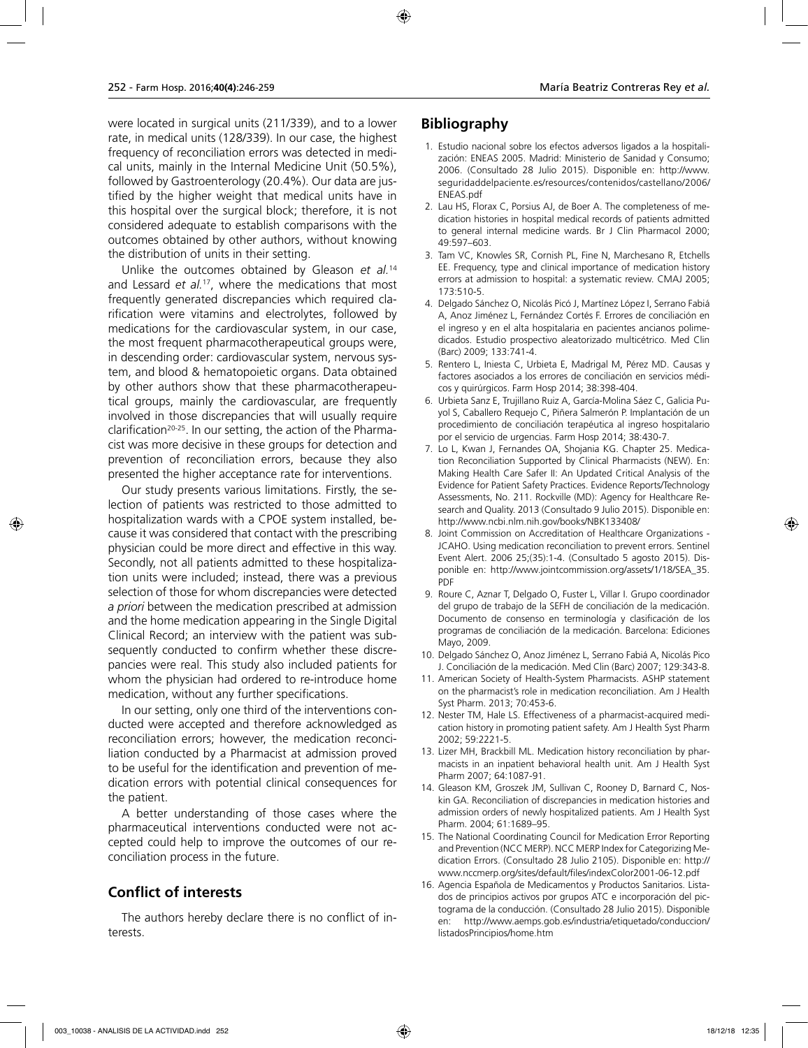were located in surgical units (211/339), and to a lower rate, in medical units (128/339). In our case, the highest frequency of reconciliation errors was detected in medical units, mainly in the Internal Medicine Unit (50.5%), followed by Gastroenterology (20.4%). Our data are justified by the higher weight that medical units have in this hospital over the surgical block; therefore, it is not considered adequate to establish comparisons with the outcomes obtained by other authors, without knowing the distribution of units in their setting.

Unlike the outcomes obtained by Gleason *et al.*[14] and Lessard *et al.*[17], where the medications that most frequently generated discrepancies which required clarification were vitamins and electrolytes, followed by medications for the cardiovascular system, in our case, the most frequent pharmacotherapeutical groups were, in descending order: cardiovascular system, nervous system, and blood & hematopoietic organs. Data obtained by other authors show that these pharmacotherapeutical groups, mainly the cardiovascular, are frequently involved in those discrepancies that will usually require clarification[20-25]. In our setting, the action of the Pharmacist was more decisive in these groups for detection and prevention of reconciliation errors, because they also presented the higher acceptance rate for interventions.

Our study presents various limitations. Firstly, the selection of patients was restricted to those admitted to hospitalization wards with a CPOE system installed, because it was considered that contact with the prescribing physician could be more direct and effective in this way. Secondly, not all patients admitted to these hospitalization units were included; instead, there was a previous selection of those for whom discrepancies were detected *a priori* between the medication prescribed at admission and the home medication appearing in the Single Digital Clinical Record; an interview with the patient was subsequently conducted to confirm whether these discrepancies were real. This study also included patients for whom the physician had ordered to re-introduce home medication, without any further specifications.

In our setting, only one third of the interventions conducted were accepted and therefore acknowledged as reconciliation errors; however, the medication reconciliation conducted by a Pharmacist at admission proved to be useful for the identification and prevention of medication errors with potential clinical consequences for the patient.

A better understanding of those cases where the pharmaceutical interventions conducted were not accepted could help to improve the outcomes of our reconciliation process in the future.

## Conflict of interests

The authors hereby declare there is no conflict of interests.

## Bibliography

1. Estudio nacional sobre los efectos adversos ligados a la hospitalización: ENEAS 2005. Madrid: Ministerio de Sanidad y Consumo; 2006. (Consultado 28 Julio 2015). Disponible en: http://www.seguridaddelpaciente.es/resources/contenidos/castellano/2006/ENEAS.pdf
2. Lau HS, Florax C, Porsius AJ, de Boer A. The completeness of medication histories in hospital medical records of patients admitted to general internal medicine wards. Br J Clin Pharmacol 2000; 49:597–603.
3. Tam VC, Knowles SR, Cornish PL, Fine N, Marchesano R, Etchells EE. Frequency, type and clinical importance of medication history errors at admission to hospital: a systematic review. CMAJ 2005; 173:510-5.
4. Delgado Sánchez O, Nicolás Picó J, Martínez López I, Serrano Fabiá A, Anoz Jiménez L, Fernández Cortés F. Errores de conciliación en el ingreso y en el alta hospitalaria en pacientes ancianos polimedicados. Estudio prospectivo aleatorizado multicétrico. Med Clin (Barc) 2009; 133:741-4.
5. Rentero L, Iniesta C, Urbieta E, Madrigal M, Pérez MD. Causas y factores asociados a los errores de conciliación en servicios médicos y quirúrgicos. Farm Hosp 2014; 38:398-404.
6. Urbieta Sanz E, Trujillano Ruiz A, García-Molina Sáez C, Galicia Puyol S, Caballero Requejo C, Piñera Salmerón P. Implantación de un procedimiento de conciliación terapéutica al ingreso hospitalario por el servicio de urgencias. Farm Hosp 2014; 38:430-7.
7. Lo L, Kwan J, Fernandes OA, Shojania KG. Chapter 25. Medication Reconciliation Supported by Clinical Pharmacists (NEW). En: Making Health Care Safer II: An Updated Critical Analysis of the Evidence for Patient Safety Practices. Evidence Reports/Technology Assessments, No. 211. Rockville (MD): Agency for Healthcare Research and Quality. 2013 (Consultado 9 Julio 2015). Disponible en: http://www.ncbi.nlm.nih.gov/books/NBK133408/
8. Joint Commission on Accreditation of Healthcare Organizations - JCAHO. Using medication reconciliation to prevent errors. Sentinel Event Alert. 2006 25;(35):1-4. (Consultado 5 agosto 2015). Disponible en: http://www.jointcommission.org/assets/1/18/SEA_35.PDF
9. Roure C, Aznar T, Delgado O, Fuster L, Villar I. Grupo coordinador del grupo de trabajo de la SEFH de conciliación de la medicación. Documento de consenso en terminología y clasificación de los programas de conciliación de la medicación. Barcelona: Ediciones Mayo, 2009.
10. Delgado Sánchez O, Anoz Jiménez L, Serrano Fabiá A, Nicolás Pico J. Conciliación de la medicación. Med Clin (Barc) 2007; 129:343-8.
11. American Society of Health-System Pharmacists. ASHP statement on the pharmacist's role in medication reconciliation. Am J Health Syst Pharm. 2013; 70:453-6.
12. Nester TM, Hale LS. Effectiveness of a pharmacist-acquired medication history in promoting patient safety. Am J Health Syst Pharm 2002; 59:2221-5.
13. Lizer MH, Brackbill ML. Medication history reconciliation by pharmacists in an inpatient behavioral health unit. Am J Health Syst Pharm 2007; 64:1087-91.
14. Gleason KM, Groszek JM, Sullivan C, Rooney D, Barnard C, Noskin GA. Reconciliation of discrepancies in medication histories and admission orders of newly hospitalized patients. Am J Health Syst Pharm. 2004; 61:1689–95.
15. The National Coordinating Council for Medication Error Reporting and Prevention (NCC MERP). NCC MERP Index for Categorizing Medication Errors. (Consultado 28 Julio 2105). Disponible en: http://www.nccmerp.org/sites/default/files/indexColor2001-06-12.pdf
16. Agencia Española de Medicamentos y Productos Sanitarios. Listados de principios activos por grupos ATC e incorporación del pictograma de la conducción. (Consultado 28 Julio 2015). Disponible en: http://www.aemps.gob.es/industria/etiquetado/conduccion/listadosPrincipios/home.htm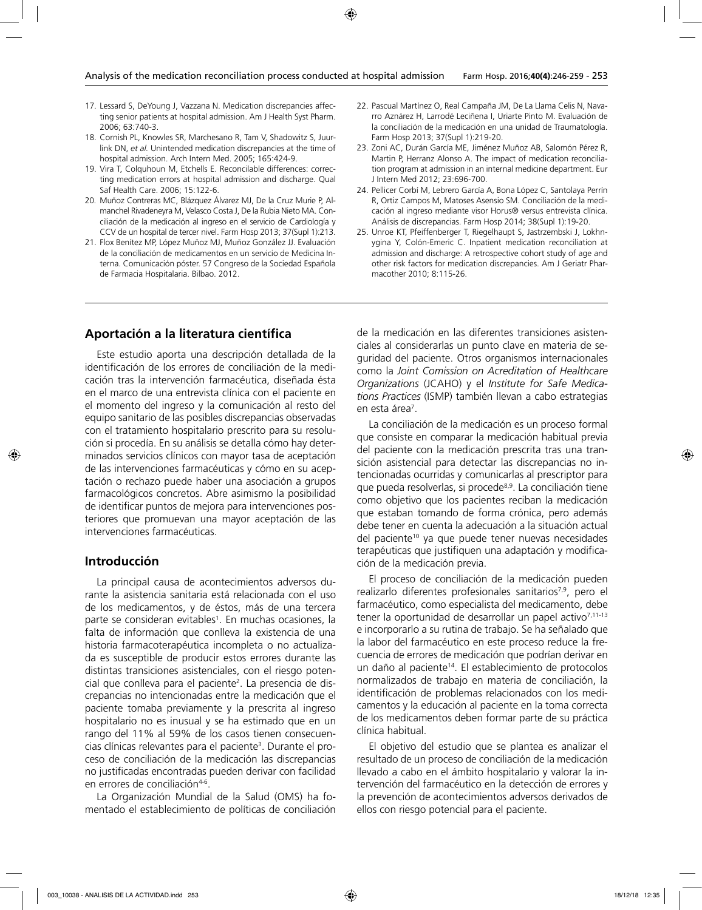17. Lessard S, DeYoung J, Vazzana N. Medication discrepancies affecting senior patients at hospital admission. Am J Health Syst Pharm. 2006; 63:740-3.
18. Cornish PL, Knowles SR, Marchesano R, Tam V, Shadowitz S, Juurlink DN, *et al.* Unintended medication discrepancies at the time of hospital admission. Arch Intern Med. 2005; 165:424-9.
19. Vira T, Colquhoun M, Etchells E. Reconcilable differences: correcting medication errors at hospital admission and discharge. Qual Saf Health Care. 2006; 15:122-6.
20. Muñoz Contreras MC, Blázquez Álvarez MJ, De la Cruz Murie P, Almanchel Rivadeneyra M, Velasco Costa J, De la Rubia Nieto MA. Conciliación de la medicación al ingreso en el servicio de Cardiología y CCV de un hospital de tercer nivel. Farm Hosp 2013; 37(Supl 1):213.
21. Flox Benítez MP, López Muñoz MJ, Muñoz González JJ. Evaluación de la conciliación de medicamentos en un servicio de Medicina Interna. Comunicación póster. 57 Congreso de la Sociedad Española de Farmacia Hospitalaria. Bilbao. 2012.
22. Pascual Martínez O, Real Campaña JM, De La Llama Celis N, Navarro Aznárez H, Larrodé Leciñena I, Uriarte Pinto M. Evaluación de la conciliación de la medicación en una unidad de Traumatología. Farm Hosp 2013; 37(Supl 1):219-20.
23. Zoni AC, Durán García ME, Jiménez Muñoz AB, Salomón Pérez R, Martin P, Herranz Alonso A. The impact of medication reconciliation program at admission in an internal medicine department. Eur J Intern Med 2012; 23:696-700.
24. Pellicer Corbí M, Lebrero García A, Bona López C, Santolaya Perrín R, Ortiz Campos M, Matoses Asensio SM. Conciliación de la medicación al ingreso mediante visor Horus® versus entrevista clínica. Análisis de discrepancias. Farm Hosp 2014; 38(Supl 1):19-20.
25. Unroe KT, Pfeiffenberger T, Riegelhaupt S, Jastrzembski J, Lokhnygina Y, Colón-Emeric C. Inpatient medication reconciliation at admission and discharge: A retrospective cohort study of age and other risk factors for medication discrepancies. Am J Geriatr Pharmacother 2010; 8:115-26.

## Aportación a la literatura científica

Este estudio aporta una descripción detallada de la identificación de los errores de conciliación de la medicación tras la intervención farmacéutica, diseñada ésta en el marco de una entrevista clínica con el paciente en el momento del ingreso y la comunicación al resto del equipo sanitario de las posibles discrepancias observadas con el tratamiento hospitalario prescrito para su resolución si procedía. En su análisis se detalla cómo hay determinados servicios clínicos con mayor tasa de aceptación de las intervenciones farmacéuticas y cómo en su aceptación o rechazo puede haber una asociación a grupos farmacológicos concretos. Abre asimismo la posibilidad de identificar puntos de mejora para intervenciones posteriores que promuevan una mayor aceptación de las intervenciones farmacéuticas.

## Introducción

La principal causa de acontecimientos adversos durante la asistencia sanitaria está relacionada con el uso de los medicamentos, y de éstos, más de una tercera parte se consideran evitables[1]. En muchas ocasiones, la falta de información que conlleva la existencia de una historia farmacoterapéutica incompleta o no actualizada es susceptible de producir estos errores durante las distintas transiciones asistenciales, con el riesgo potencial que conlleva para el paciente[2]. La presencia de discrepancias no intencionadas entre la medicación que el paciente tomaba previamente y la prescrita al ingreso hospitalario no es inusual y se ha estimado que en un rango del 11% al 59% de los casos tienen consecuencias clínicas relevantes para el paciente[3]. Durante el proceso de conciliación de la medicación las discrepancias no justificadas encontradas pueden derivar con facilidad en errores de conciliación[4-6].

La Organización Mundial de la Salud (OMS) ha fomentado el establecimiento de políticas de conciliación de la medicación en las diferentes transiciones asistenciales al considerarlas un punto clave en materia de seguridad del paciente. Otros organismos internacionales como la *Joint Comission on Acreditation of Healthcare Organizations* (JCAHO) y el *Institute for Safe Medications Practices* (ISMP) también llevan a cabo estrategias en esta área[7].

La conciliación de la medicación es un proceso formal que consiste en comparar la medicación habitual previa del paciente con la medicación prescrita tras una transición asistencial para detectar las discrepancias no intencionadas ocurridas y comunicarlas al prescriptor para que pueda resolverlas, si procede[8,9]. La conciliación tiene como objetivo que los pacientes reciban la medicación que estaban tomando de forma crónica, pero además debe tener en cuenta la adecuación a la situación actual del paciente[10] ya que puede tener nuevas necesidades terapéuticas que justifiquen una adaptación y modificación de la medicación previa.

El proceso de conciliación de la medicación pueden realizarlo diferentes profesionales sanitarios[7,9], pero el farmacéutico, como especialista del medicamento, debe tener la oportunidad de desarrollar un papel activo[7,11-13] e incorporarlo a su rutina de trabajo. Se ha señalado que la labor del farmacéutico en este proceso reduce la frecuencia de errores de medicación que podrían derivar en un daño al paciente[14]. El establecimiento de protocolos normalizados de trabajo en materia de conciliación, la identificación de problemas relacionados con los medicamentos y la educación al paciente en la toma correcta de los medicamentos deben formar parte de su práctica clínica habitual.

El objetivo del estudio que se plantea es analizar el resultado de un proceso de conciliación de la medicación llevado a cabo en el ámbito hospitalario y valorar la intervención del farmacéutico en la detección de errores y la prevención de acontecimientos adversos derivados de ellos con riesgo potencial para el paciente.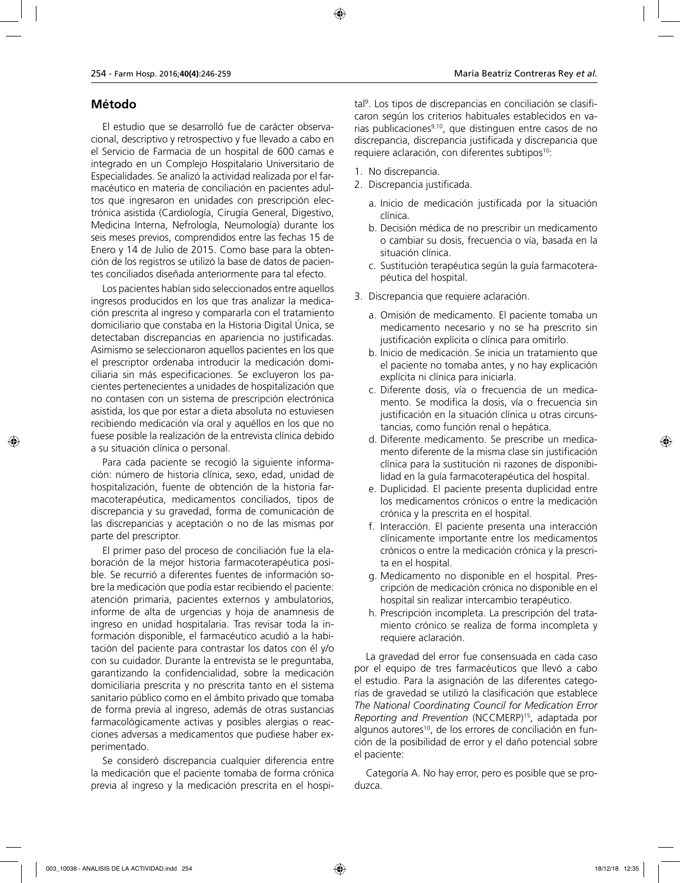## Método

El estudio que se desarrolló fue de carácter observacional, descriptivo y retrospectivo y fue llevado a cabo en el Servicio de Farmacia de un hospital de 600 camas e integrado en un Complejo Hospitalario Universitario de Especialidades. Se analizó la actividad realizada por el farmacéutico en materia de conciliación en pacientes adultos que ingresaron en unidades con prescripción electrónica asistida (Cardiología, Cirugía General, Digestivo, Medicina Interna, Nefrología, Neumología) durante los seis meses previos, comprendidos entre las fechas 15 de Enero y 14 de Julio de 2015. Como base para la obtención de los registros se utilizó la base de datos de pacientes conciliados diseñada anteriormente para tal efecto.

Los pacientes habían sido seleccionados entre aquellos ingresos producidos en los que tras analizar la medicación prescrita al ingreso y compararla con el tratamiento domiciliario que constaba en la Historia Digital Única, se detectaban discrepancias en apariencia no justificadas. Asimismo se seleccionaron aquellos pacientes en los que el prescriptor ordenaba introducir la medicación domiciliaria sin más especificaciones. Se excluyeron los pacientes pertenecientes a unidades de hospitalización que no contasen con un sistema de prescripción electrónica asistida, los que por estar a dieta absoluta no estuviesen recibiendo medicación vía oral y aquéllos en los que no fuese posible la realización de la entrevista clínica debido a su situación clínica o personal.

Para cada paciente se recogió la siguiente información: número de historia clínica, sexo, edad, unidad de hospitalización, fuente de obtención de la historia farmacoterapéutica, medicamentos conciliados, tipos de discrepancia y su gravedad, forma de comunicación de las discrepancias y aceptación o no de las mismas por parte del prescriptor.

El primer paso del proceso de conciliación fue la elaboración de la mejor historia farmacoterapéutica posible. Se recurrió a diferentes fuentes de información sobre la medicación que podía estar recibiendo el paciente: atención primaria, pacientes externos y ambulatorios, informe de alta de urgencias y hoja de anamnesis de ingreso en unidad hospitalaria. Tras revisar toda la información disponible, el farmacéutico acudió a la habitación del paciente para contrastar los datos con él y/o con su cuidador. Durante la entrevista se le preguntaba, garantizando la confidencialidad, sobre la medicación domiciliaria prescrita y no prescrita tanto en el sistema sanitario público como en el ámbito privado que tomaba de forma previa al ingreso, además de otras sustancias farmacológicamente activas y posibles alergias o reacciones adversas a medicamentos que pudiese haber experimentado.

Se consideró discrepancia cualquier diferencia entre la medicación que el paciente tomaba de forma crónica previa al ingreso y la medicación prescrita en el hospital[9]. Los tipos de discrepancias en conciliación se clasificaron según los criterios habituales establecidos en varias publicaciones[9,10], que distinguen entre casos de no discrepancia, discrepancia justificada y discrepancia que requiere aclaración, con diferentes subtipos[10]:

1. No discrepancia.
2. Discrepancia justificada.
   a. Inicio de medicación justificada por la situación clínica.
   b. Decisión médica de no prescribir un medicamento o cambiar su dosis, frecuencia o vía, basada en la situación clínica.
   c. Sustitución terapéutica según la guía farmacoterapéutica del hospital.
3. Discrepancia que requiere aclaración.
   a. Omisión de medicamento. El paciente tomaba un medicamento necesario y no se ha prescrito sin justificación explícita o clínica para omitirlo.
   b. Inicio de medicación. Se inicia un tratamiento que el paciente no tomaba antes, y no hay explicación explícita ni clínica para iniciarla.
   c. Diferente dosis, vía o frecuencia de un medicamento. Se modifica la dosis, vía o frecuencia sin justificación en la situación clínica u otras circunstancias, como función renal o hepática.
   d. Diferente medicamento. Se prescribe un medicamento diferente de la misma clase sin justificación clínica para la sustitución ni razones de disponibilidad en la guía farmacoterapéutica del hospital.
   e. Duplicidad. El paciente presenta duplicidad entre los medicamentos crónicos o entre la medicación crónica y la prescrita en el hospital.
   f. Interacción. El paciente presenta una interacción clínicamente importante entre los medicamentos crónicos o entre la medicación crónica y la prescrita en el hospital.
   g. Medicamento no disponible en el hospital. Prescripción de medicación crónica no disponible en el hospital sin realizar intercambio terapéutico.
   h. Prescripción incompleta. La prescripción del tratamiento crónico se realiza de forma incompleta y requiere aclaración.

La gravedad del error fue consensuada en cada caso por el equipo de tres farmacéuticos que llevó a cabo el estudio. Para la asignación de las diferentes categorías de gravedad se utilizó la clasificación que establece *The National Coordinating Council for Medication Error Reporting and Prevention* (NCCMERP)[15], adaptada por algunos autores[10], de los errores de conciliación en función de la posibilidad de error y el daño potencial sobre el paciente:

Categoría A. No hay error, pero es posible que se produzca.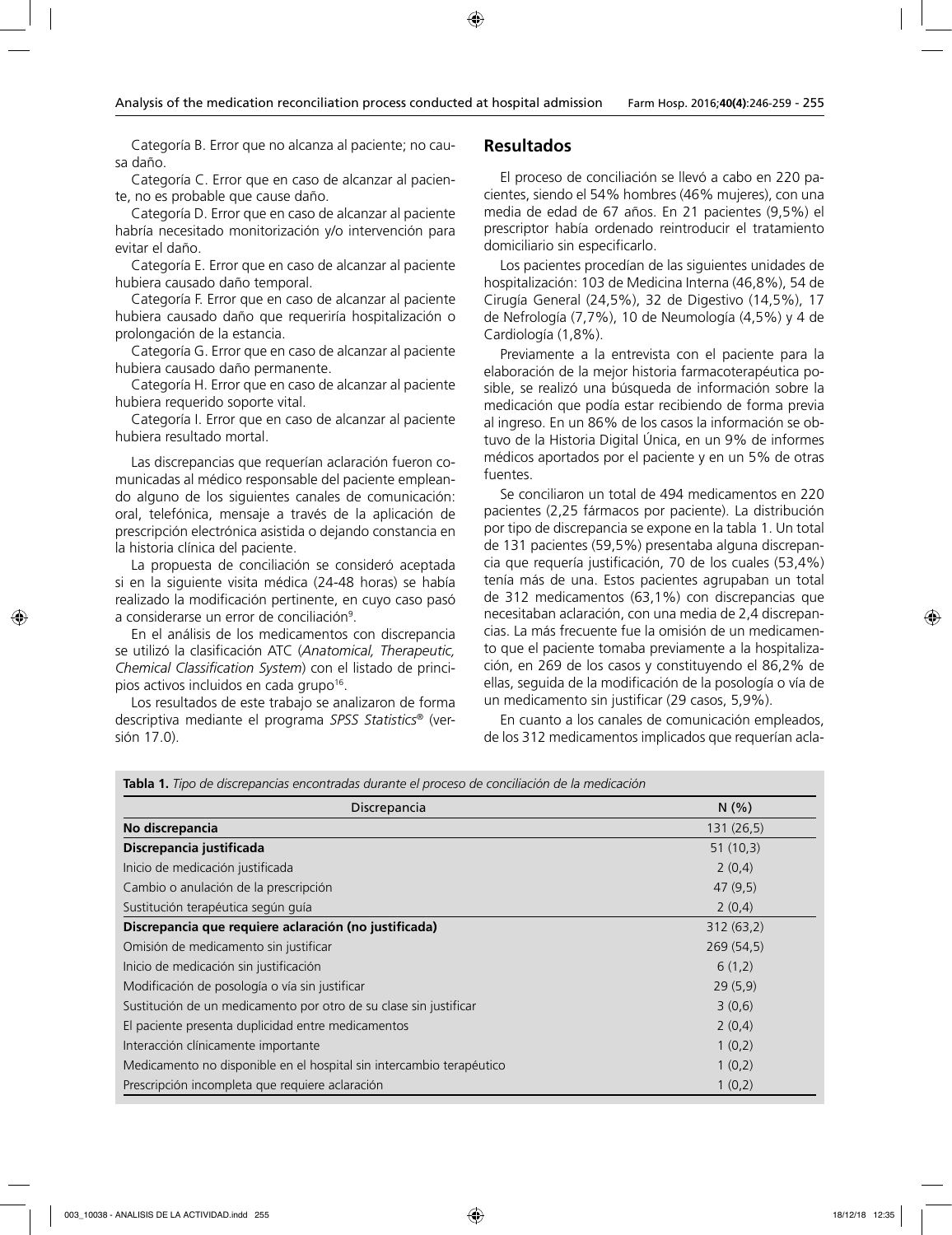Categoría B. Error que no alcanza al paciente; no causa daño.

Categoría C. Error que en caso de alcanzar al paciente, no es probable que cause daño.

Categoría D. Error que en caso de alcanzar al paciente habría necesitado monitorización y/o intervención para evitar el daño.

Categoría E. Error que en caso de alcanzar al paciente hubiera causado daño temporal.

Categoría F. Error que en caso de alcanzar al paciente hubiera causado daño que requeriría hospitalización o prolongación de la estancia.

Categoría G. Error que en caso de alcanzar al paciente hubiera causado daño permanente.

Categoría H. Error que en caso de alcanzar al paciente hubiera requerido soporte vital.

Categoría I. Error que en caso de alcanzar al paciente hubiera resultado mortal.

Las discrepancias que requerían aclaración fueron comunicadas al médico responsable del paciente empleando alguno de los siguientes canales de comunicación: oral, telefónica, mensaje a través de la aplicación de prescripción electrónica asistida o dejando constancia en la historia clínica del paciente.

La propuesta de conciliación se consideró aceptada si en la siguiente visita médica (24-48 horas) se había realizado la modificación pertinente, en cuyo caso pasó a considerarse un error de conciliación[9].

En el análisis de los medicamentos con discrepancia se utilizó la clasificación ATC (*Anatomical, Therapeutic, Chemical Classification System*) con el listado de principios activos incluidos en cada grupo[16].

Los resultados de este trabajo se analizaron de forma descriptiva mediante el programa *SPSS Statistics*® (versión 17.0).

## Resultados

El proceso de conciliación se llevó a cabo en 220 pacientes, siendo el 54% hombres (46% mujeres), con una media de edad de 67 años. En 21 pacientes (9,5%) el prescriptor había ordenado reintroducir el tratamiento domiciliario sin especificarlo.

Los pacientes procedían de las siguientes unidades de hospitalización: 103 de Medicina Interna (46,8%), 54 de Cirugía General (24,5%), 32 de Digestivo (14,5%), 17 de Nefrología (7,7%), 10 de Neumología (4,5%) y 4 de Cardiología (1,8%).

Previamente a la entrevista con el paciente para la elaboración de la mejor historia farmacoterapéutica posible, se realizó una búsqueda de información sobre la medicación que podía estar recibiendo de forma previa al ingreso. En un 86% de los casos la información se obtuvo de la Historia Digital Única, en un 9% de informes médicos aportados por el paciente y en un 5% de otras fuentes.

Se conciliaron un total de 494 medicamentos en 220 pacientes (2,25 fármacos por paciente). La distribución por tipo de discrepancia se expone en la tabla 1. Un total de 131 pacientes (59,5%) presentaba alguna discrepancia que requería justificación, 70 de los cuales (53,4%) tenía más de una. Estos pacientes agrupaban un total de 312 medicamentos (63,1%) con discrepancias que necesitaban aclaración, con una media de 2,4 discrepancias. La más frecuente fue la omisión de un medicamento que el paciente tomaba previamente a la hospitalización, en 269 de los casos y constituyendo el 86,2% de ellas, seguida de la modificación de la posología o vía de un medicamento sin justificar (29 casos, 5,9%).

En cuanto a los canales de comunicación empleados, de los 312 medicamentos implicados que requerían acla-

**Tabla 1.** *Tipo de discrepancias encontradas durante el proceso de conciliación de la medicación*

| Discrepancia | N (%) |
|---|---|
| **No discrepancia** | 131 (26,5) |
| **Discrepancia justificada** | 51 (10,3) |
| Inicio de medicación justificada | 2 (0,4) |
| Cambio o anulación de la prescripción | 47 (9,5) |
| Sustitución terapéutica según guía | 2 (0,4) |
| **Discrepancia que requiere aclaración (no justificada)** | 312 (63,2) |
| Omisión de medicamento sin justificar | 269 (54,5) |
| Inicio de medicación sin justificación | 6 (1,2) |
| Modificación de posología o vía sin justificar | 29 (5,9) |
| Sustitución de un medicamento por otro de su clase sin justificar | 3 (0,6) |
| El paciente presenta duplicidad entre medicamentos | 2 (0,4) |
| Interacción clínicamente importante | 1 (0,2) |
| Medicamento no disponible en el hospital sin intercambio terapéutico | 1 (0,2) |
| Prescripción incompleta que requiere aclaración | 1 (0,2) |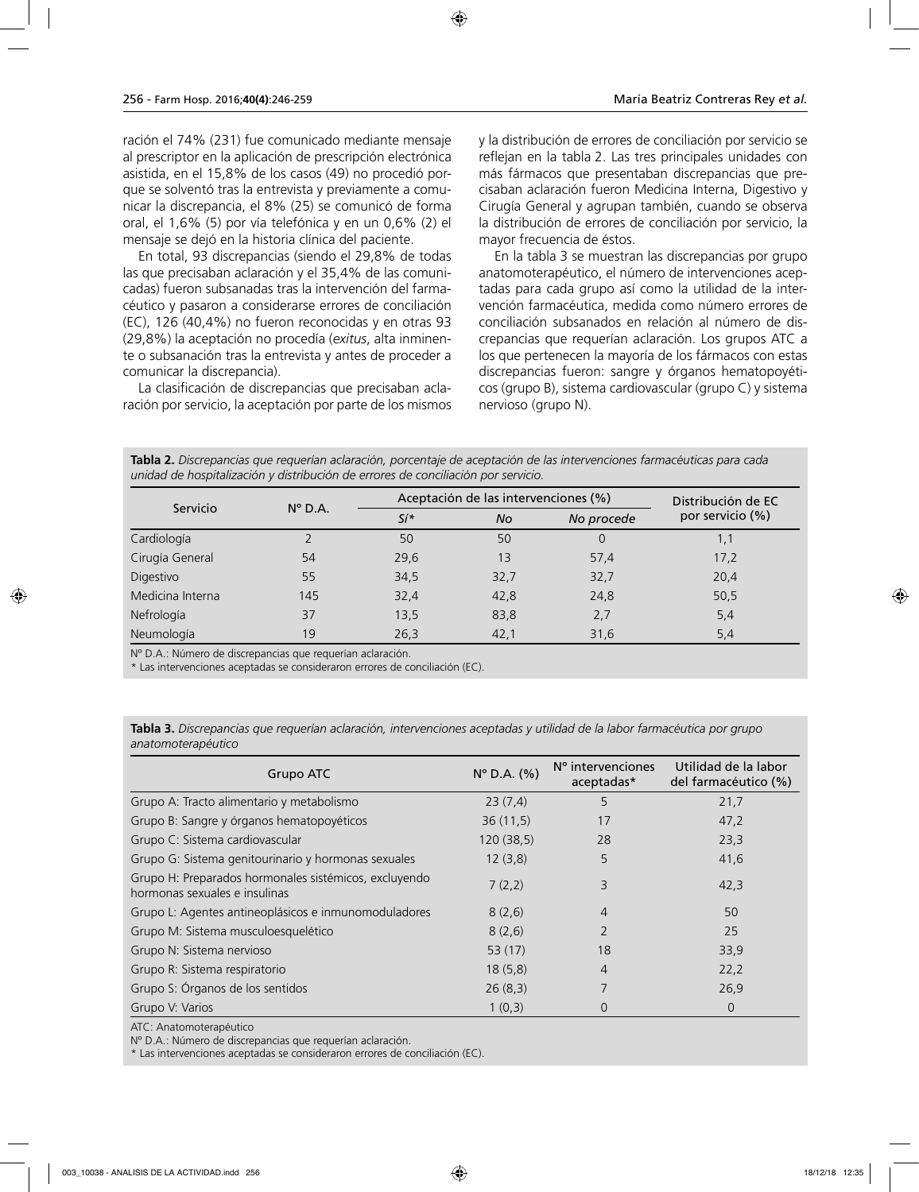ración el 74% (231) fue comunicado mediante mensaje al prescriptor en la aplicación de prescripción electrónica asistida, en el 15,8% de los casos (49) no procedió porque se solventó tras la entrevista y previamente a comunicar la discrepancia, el 8% (25) se comunicó de forma oral, el 1,6% (5) por vía telefónica y en un 0,6% (2) el mensaje se dejó en la historia clínica del paciente.

En total, 93 discrepancias (siendo el 29,8% de todas las que precisaban aclaración y el 35,4% de las comunicadas) fueron subsanadas tras la intervención del farmacéutico y pasaron a considerarse errores de conciliación (EC), 126 (40,4%) no fueron reconocidas y en otras 93 (29,8%) la aceptación no procedía (*exitus*, alta inminente o subsanación tras la entrevista y antes de proceder a comunicar la discrepancia).

La clasificación de discrepancias que precisaban aclaración por servicio, la aceptación por parte de los mismos y la distribución de errores de conciliación por servicio se reflejan en la tabla 2. Las tres principales unidades con más fármacos que presentaban discrepancias que precisaban aclaración fueron Medicina Interna, Digestivo y Cirugía General y agrupan también, cuando se observa la distribución de errores de conciliación por servicio, la mayor frecuencia de éstos.

En la tabla 3 se muestran las discrepancias por grupo anatomoterapéutico, el número de intervenciones aceptadas para cada grupo así como la utilidad de la intervención farmacéutica, medida como número errores de conciliación subsanados en relación al número de discrepancias que requerían aclaración. Los grupos ATC a los que pertenecen la mayoría de los fármacos con estas discrepancias fueron: sangre y órganos hematopoyéticos (grupo B), sistema cardiovascular (grupo C) y sistema nervioso (grupo N).

**Tabla 2.** *Discrepancias que requerían aclaración, porcentaje de aceptación de las intervenciones farmacéuticas para cada unidad de hospitalización y distribución de errores de conciliación por servicio.*

| Servicio | Nº D.A. | Aceptación de las intervenciones (%) | | | Distribución de EC por servicio (%) |
|---|---|---|---|---|---|
| | | *Sí** | *No* | *No procede* | |
| Cardiología | 2 | 50 | 50 | 0 | 1,1 |
| Cirugía General | 54 | 29,6 | 13 | 57,4 | 17,2 |
| Digestivo | 55 | 34,5 | 32,7 | 32,7 | 20,4 |
| Medicina Interna | 145 | 32,4 | 42,8 | 24,8 | 50,5 |
| Nefrología | 37 | 13,5 | 83,8 | 2,7 | 5,4 |
| Neumología | 19 | 26,3 | 42,1 | 31,6 | 5,4 |

Nº D.A.: Número de discrepancias que requerían aclaración.
* Las intervenciones aceptadas se consideraron errores de conciliación (EC).

**Tabla 3.** *Discrepancias que requerían aclaración, intervenciones aceptadas y utilidad de la labor farmacéutica por grupo anatomoterapéutico*

| Grupo ATC | Nº D.A. (%) | Nº intervenciones aceptadas* | Utilidad de la labor del farmacéutico (%) |
|---|---|---|---|
| Grupo A: Tracto alimentario y metabolismo | 23 (7,4) | 5 | 21,7 |
| Grupo B: Sangre y órganos hematopoyéticos | 36 (11,5) | 17 | 47,2 |
| Grupo C: Sistema cardiovascular | 120 (38,5) | 28 | 23,3 |
| Grupo G: Sistema genitourinario y hormonas sexuales | 12 (3,8) | 5 | 41,6 |
| Grupo H: Preparados hormonales sistémicos, excluyendo hormonas sexuales e insulinas | 7 (2,2) | 3 | 42,3 |
| Grupo L: Agentes antineoplásicos e inmunomoduladores | 8 (2,6) | 4 | 50 |
| Grupo M: Sistema musculoesquelético | 8 (2,6) | 2 | 25 |
| Grupo N: Sistema nervioso | 53 (17) | 18 | 33,9 |
| Grupo R: Sistema respiratorio | 18 (5,8) | 4 | 22,2 |
| Grupo S: Órganos de los sentidos | 26 (8,3) | 7 | 26,9 |
| Grupo V: Varios | 1 (0,3) | 0 | 0 |

ATC: Anatomoterapéutico
Nº D.A.: Número de discrepancias que requerían aclaración.
* Las intervenciones aceptadas se consideraron errores de conciliación (EC).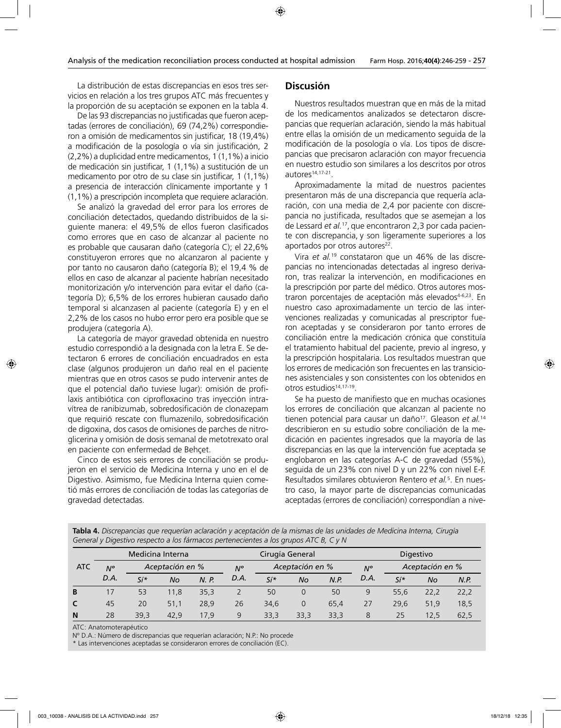La distribución de estas discrepancias en esos tres servicios en relación a los tres grupos ATC más frecuentes y la proporción de su aceptación se exponen en la tabla 4.

De las 93 discrepancias no justificadas que fueron aceptadas (errores de conciliación), 69 (74,2%) correspondieron a omisión de medicamentos sin justificar, 18 (19,4%) a modificación de la posología o vía sin justificación, 2 (2,2%) a duplicidad entre medicamentos, 1 (1,1%) a inicio de medicación sin justificar, 1 (1,1%) a sustitución de un medicamento por otro de su clase sin justificar, 1 (1,1%) a presencia de interacción clínicamente importante y 1 (1,1%) a prescripción incompleta que requiere aclaración.

Se analizó la gravedad del error para los errores de conciliación detectados, quedando distribuidos de la siguiente manera: el 49,5% de ellos fueron clasificados como errores que en caso de alcanzar al paciente no es probable que causaran daño (categoría C); el 22,6% constituyeron errores que no alcanzaron al paciente y por tanto no causaron daño (categoría B); el 19,4 % de ellos en caso de alcanzar al paciente habrían necesitado monitorización y/o intervención para evitar el daño (categoría D); 6,5% de los errores hubieran causado daño temporal si alcanzasen al paciente (categoría E) y en el 2,2% de los casos no hubo error pero era posible que se produjera (categoría A).

La categoría de mayor gravedad obtenida en nuestro estudio correspondió a la designada con la letra E. Se detectaron 6 errores de conciliación encuadrados en esta clase (algunos produjeron un daño real en el paciente mientras que en otros casos se pudo intervenir antes de que el potencial daño tuviese lugar): omisión de profilaxis antibiótica con ciprofloxacino tras inyección intravítrea de ranibizumab, sobredosificación de clonazepam que requirió rescate con flumazenilo, sobredosificación de digoxina, dos casos de omisiones de parches de nitroglicerina y omisión de dosis semanal de metotrexato oral en paciente con enfermedad de Behçet.

Cinco de estos seis errores de conciliación se produjeron en el servicio de Medicina Interna y uno en el de Digestivo. Asimismo, fue Medicina Interna quien cometió más errores de conciliación de todas las categorías de gravedad detectadas.

## Discusión

Nuestros resultados muestran que en más de la mitad de los medicamentos analizados se detectaron discrepancias que requerían aclaración, siendo la más habitual entre ellas la omisión de un medicamento seguida de la modificación de la posología o vía. Los tipos de discrepancias que precisaron aclaración con mayor frecuencia en nuestro estudio son similares a los descritos por otros autores[14,17-21].

Aproximadamente la mitad de nuestros pacientes presentaron más de una discrepancia que requería aclaración, con una media de 2,4 por paciente con discrepancia no justificada, resultados que se asemejan a los de Lessard *et al.*[17], que encontraron 2,3 por cada paciente con discrepancia, y son ligeramente superiores a los aportados por otros autores[22].

Vira *et al.*[19] constataron que un 46% de las discrepancias no intencionadas detectadas al ingreso derivaron, tras realizar la intervención, en modificaciones en la prescripción por parte del médico. Otros autores mostraron porcentajes de aceptación más elevados[4-6,23]. En nuestro caso aproximadamente un tercio de las intervenciones realizadas y comunicadas al prescriptor fueron aceptadas y se consideraron por tanto errores de conciliación entre la medicación crónica que constituía el tratamiento habitual del paciente, previo al ingreso, y la prescripción hospitalaria. Los resultados muestran que los errores de medicación son frecuentes en las transiciones asistenciales y son consistentes con los obtenidos en otros estudios[14,17-19].

Se ha puesto de manifiesto que en muchas ocasiones los errores de conciliación que alcanzan al paciente no tienen potencial para causar un daño[17]. Gleason *et al.*[14] describieron en su estudio sobre conciliación de la medicación en pacientes ingresados que la mayoría de las discrepancias en las que la intervención fue aceptada se englobaron en las categorías A-C de gravedad (55%), seguida de un 23% con nivel D y un 22% con nivel E-F. Resultados similares obtuvieron Rentero *et al.*[5]. En nuestro caso, la mayor parte de discrepancias comunicadas aceptadas (errores de conciliación) correspondían a nive-

**Tabla 4.** *Discrepancias que requerían aclaración y aceptación de la mismas de las unidades de Medicina Interna, Cirugía General y Digestivo respecto a los fármacos pertenecientes a los grupos ATC B, C y N*

| ATC | Medicina Interna | | | | Cirugía General | | | | Digestivo | | | |
|---|---|---|---|---|---|---|---|---|---|---|---|---|
| | Nº D.A. | Aceptación en % | | | Nº D.A. | Aceptación en % | | | Nº D.A. | Aceptación en % | | |
| | | Sí* | No | N. P. | | Sí* | No | N.P. | | Sí* | No | N.P. |
| **B** | 17 | 53 | 11,8 | 35,3 | 2 | 50 | 0 | 50 | 9 | 55,6 | 22,2 | 22,2 |
| **C** | 45 | 20 | 51,1 | 28,9 | 26 | 34,6 | 0 | 65,4 | 27 | 29,6 | 51,9 | 18,5 |
| **N** | 28 | 39,3 | 42,9 | 17,9 | 9 | 33,3 | 33,3 | 33,3 | 8 | 25 | 12,5 | 62,5 |

ATC: Anatomoterapéutico

Nº D.A.: Número de discrepancias que requerían aclaración; N.P.: No procede

* Las intervenciones aceptadas se consideraron errores de conciliación (EC).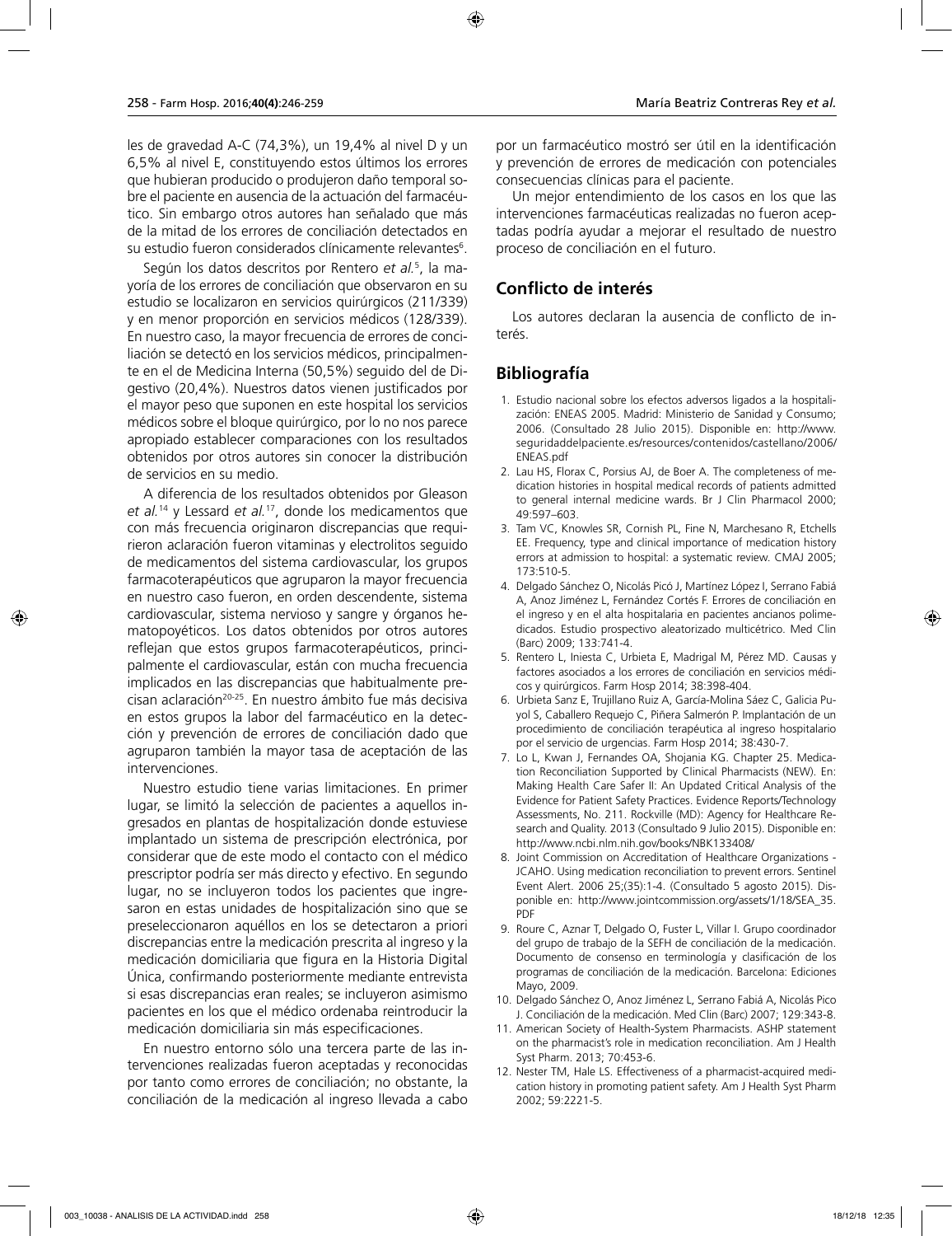les de gravedad A-C (74,3%), un 19,4% al nivel D y un 6,5% al nivel E, constituyendo estos últimos los errores que hubieran producido o produjeron daño temporal sobre el paciente en ausencia de la actuación del farmacéutico. Sin embargo otros autores han señalado que más de la mitad de los errores de conciliación detectados en su estudio fueron considerados clínicamente relevantes[6].

Según los datos descritos por Rentero *et al.*[5], la mayoría de los errores de conciliación que observaron en su estudio se localizaron en servicios quirúrgicos (211/339) y en menor proporción en servicios médicos (128/339). En nuestro caso, la mayor frecuencia de errores de conciliación se detectó en los servicios médicos, principalmente en el de Medicina Interna (50,5%) seguido del de Digestivo (20,4%). Nuestros datos vienen justificados por el mayor peso que suponen en este hospital los servicios médicos sobre el bloque quirúrgico, por lo no nos parece apropiado establecer comparaciones con los resultados obtenidos por otros autores sin conocer la distribución de servicios en su medio.

A diferencia de los resultados obtenidos por Gleason *et al.*[14] y Lessard *et al.*[17], donde los medicamentos que con más frecuencia originaron discrepancias que requirieron aclaración fueron vitaminas y electrolitos seguido de medicamentos del sistema cardiovascular, los grupos farmacoterapéuticos que agruparon la mayor frecuencia en nuestro caso fueron, en orden descendente, sistema cardiovascular, sistema nervioso y sangre y órganos hematopoyéticos. Los datos obtenidos por otros autores reflejan que estos grupos farmacoterapéuticos, principalmente el cardiovascular, están con mucha frecuencia implicados en las discrepancias que habitualmente precisan aclaración[20-25]. En nuestro ámbito fue más decisiva en estos grupos la labor del farmacéutico en la detección y prevención de errores de conciliación dado que agruparon también la mayor tasa de aceptación de las intervenciones.

Nuestro estudio tiene varias limitaciones. En primer lugar, se limitó la selección de pacientes a aquellos ingresados en plantas de hospitalización donde estuviese implantado un sistema de prescripción electrónica, por considerar que de este modo el contacto con el médico prescriptor podría ser más directo y efectivo. En segundo lugar, no se incluyeron todos los pacientes que ingresaron en estas unidades de hospitalización sino que se preseleccionaron aquéllos en los se detectaron a priori discrepancias entre la medicación prescrita al ingreso y la medicación domiciliaria que figura en la Historia Digital Única, confirmando posteriormente mediante entrevista si esas discrepancias eran reales; se incluyeron asimismo pacientes en los que el médico ordenaba reintroducir la medicación domiciliaria sin más especificaciones.

En nuestro entorno sólo una tercera parte de las intervenciones realizadas fueron aceptadas y reconocidas por tanto como errores de conciliación; no obstante, la conciliación de la medicación al ingreso llevada a cabo por un farmacéutico mostró ser útil en la identificación y prevención de errores de medicación con potenciales consecuencias clínicas para el paciente.

Un mejor entendimiento de los casos en los que las intervenciones farmacéuticas realizadas no fueron aceptadas podría ayudar a mejorar el resultado de nuestro proceso de conciliación en el futuro.

## Conflicto de interés

Los autores declaran la ausencia de conflicto de interés.

## Bibliografía

1. Estudio nacional sobre los efectos adversos ligados a la hospitalización: ENEAS 2005. Madrid: Ministerio de Sanidad y Consumo; 2006. (Consultado 28 Julio 2015). Disponible en: http://www.seguridaddelpaciente.es/resources/contenidos/castellano/2006/ENEAS.pdf
2. Lau HS, Florax C, Porsius AJ, de Boer A. The completeness of medication histories in hospital medical records of patients admitted to general internal medicine wards. Br J Clin Pharmacol 2000; 49:597–603.
3. Tam VC, Knowles SR, Cornish PL, Fine N, Marchesano R, Etchells EE. Frequency, type and clinical importance of medication history errors at admission to hospital: a systematic review. CMAJ 2005; 173:510-5.
4. Delgado Sánchez O, Nicolás Picó J, Martínez López I, Serrano Fabiá A, Anoz Jiménez L, Fernández Cortés F. Errores de conciliación en el ingreso y en el alta hospitalaria en pacientes ancianos polimedicados. Estudio prospectivo aleatorizado multicétrico. Med Clin (Barc) 2009; 133:741-4.
5. Rentero L, Iniesta C, Urbieta E, Madrigal M, Pérez MD. Causas y factores asociados a los errores de conciliación en servicios médicos y quirúrgicos. Farm Hosp 2014; 38:398-404.
6. Urbieta Sanz E, Trujillano Ruiz A, García-Molina Sáez C, Galicia Puyol S, Caballero Requejo C, Piñera Salmerón P. Implantación de un procedimiento de conciliación terapéutica al ingreso hospitalario por el servicio de urgencias. Farm Hosp 2014; 38:430-7.
7. Lo L, Kwan J, Fernandes OA, Shojania KG. Chapter 25. Medication Reconciliation Supported by Clinical Pharmacists (NEW). En: Making Health Care Safer II: An Updated Critical Analysis of the Evidence for Patient Safety Practices. Evidence Reports/Technology Assessments, No. 211. Rockville (MD): Agency for Healthcare Research and Quality. 2013 (Consultado 9 Julio 2015). Disponible en: http://www.ncbi.nlm.nih.gov/books/NBK133408/
8. Joint Commission on Accreditation of Healthcare Organizations - JCAHO. Using medication reconciliation to prevent errors. Sentinel Event Alert. 2006 25;(35):1-4. (Consultado 5 agosto 2015). Disponible en: http://www.jointcommission.org/assets/1/18/SEA_35.PDF
9. Roure C, Aznar T, Delgado O, Fuster L, Villar I. Grupo coordinador del grupo de trabajo de la SEFH de conciliación de la medicación. Documento de consenso en terminología y clasificación de los programas de conciliación de la medicación. Barcelona: Ediciones Mayo, 2009.
10. Delgado Sánchez O, Anoz Jiménez L, Serrano Fabiá A, Nicolás Pico J. Conciliación de la medicación. Med Clin (Barc) 2007; 129:343-8.
11. American Society of Health-System Pharmacists. ASHP statement on the pharmacist's role in medication reconciliation. Am J Health Syst Pharm. 2013; 70:453-6.
12. Nester TM, Hale LS. Effectiveness of a pharmacist-acquired medication history in promoting patient safety. Am J Health Syst Pharm 2002; 59:2221-5.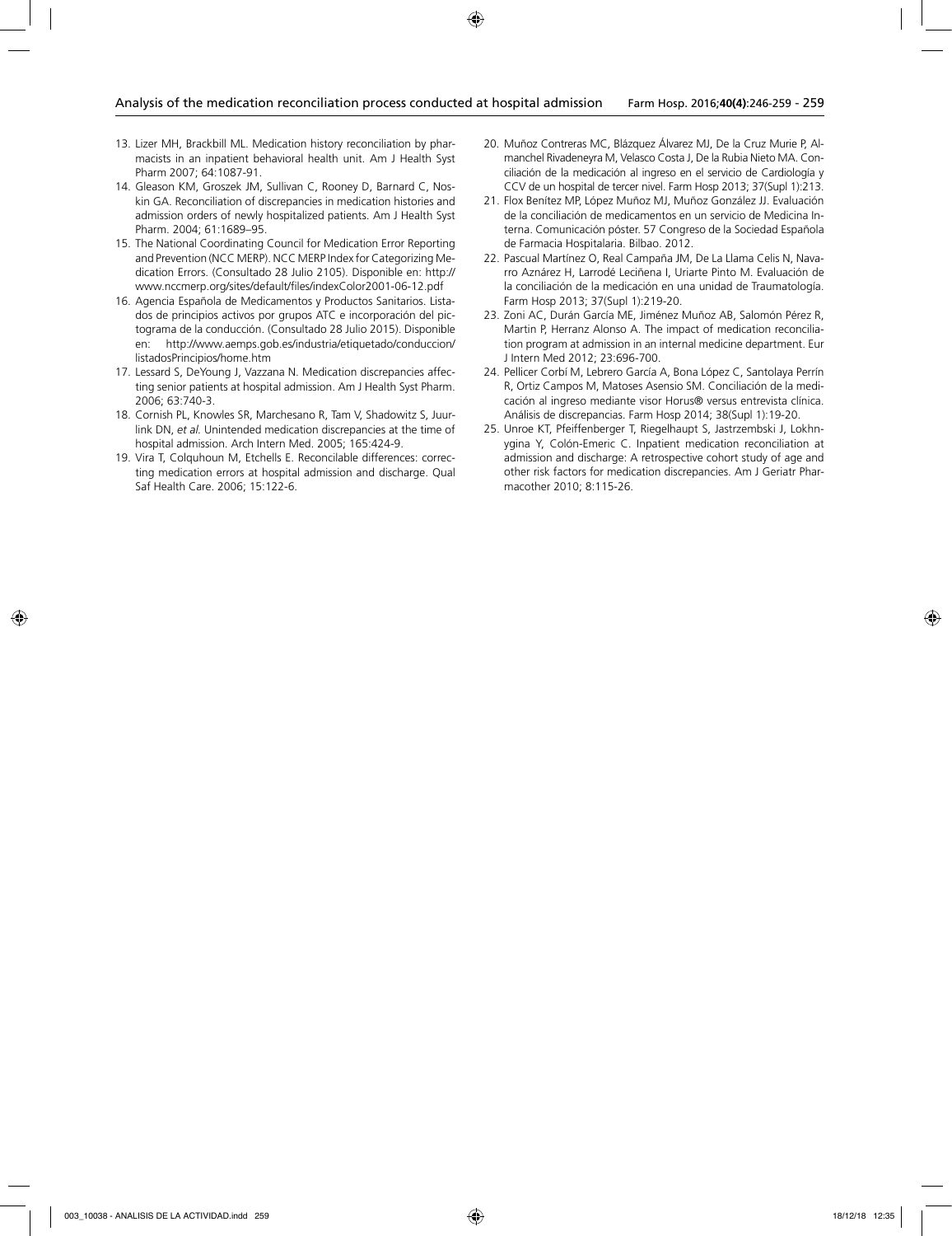13. Lizer MH, Brackbill ML. Medication history reconciliation by pharmacists in an inpatient behavioral health unit. Am J Health Syst Pharm 2007; 64:1087-91.
14. Gleason KM, Groszek JM, Sullivan C, Rooney D, Barnard C, Noskin GA. Reconciliation of discrepancies in medication histories and admission orders of newly hospitalized patients. Am J Health Syst Pharm. 2004; 61:1689–95.
15. The National Coordinating Council for Medication Error Reporting and Prevention (NCC MERP). NCC MERP Index for Categorizing Medication Errors. (Consultado 28 Julio 2105). Disponible en: http://www.nccmerp.org/sites/default/files/indexColor2001-06-12.pdf
16. Agencia Española de Medicamentos y Productos Sanitarios. Listados de principios activos por grupos ATC e incorporación del pictograma de la conducción. (Consultado 28 Julio 2015). Disponible en: http://www.aemps.gob.es/industria/etiquetado/conduccion/listadosPrincipios/home.htm
17. Lessard S, DeYoung J, Vazzana N. Medication discrepancies affecting senior patients at hospital admission. Am J Health Syst Pharm. 2006; 63:740-3.
18. Cornish PL, Knowles SR, Marchesano R, Tam V, Shadowitz S, Juurlink DN, *et al.* Unintended medication discrepancies at the time of hospital admission. Arch Intern Med. 2005; 165:424-9.
19. Vira T, Colquhoun M, Etchells E. Reconcilable differences: correcting medication errors at hospital admission and discharge. Qual Saf Health Care. 2006; 15:122-6.
20. Muñoz Contreras MC, Blázquez Álvarez MJ, De la Cruz Murie P, Almanchel Rivadeneyra M, Velasco Costa J, De la Rubia Nieto MA. Conciliación de la medicación al ingreso en el servicio de Cardiología y CCV de un hospital de tercer nivel. Farm Hosp 2013; 37(Supl 1):213.
21. Flox Benítez MP, López Muñoz MJ, Muñoz González JJ. Evaluación de la conciliación de medicamentos en un servicio de Medicina Interna. Comunicación póster. 57 Congreso de la Sociedad Española de Farmacia Hospitalaria. Bilbao. 2012.
22. Pascual Martínez O, Real Campaña JM, De La Llama Celis N, Navarro Aznárez H, Larrodé Leciñena I, Uriarte Pinto M. Evaluación de la conciliación de la medicación en una unidad de Traumatología. Farm Hosp 2013; 37(Supl 1):219-20.
23. Zoni AC, Durán García ME, Jiménez Muñoz AB, Salomón Pérez R, Martin P, Herranz Alonso A. The impact of medication reconciliation program at admission in an internal medicine department. Eur J Intern Med 2012; 23:696-700.
24. Pellicer Corbí M, Lebrero García A, Bona López C, Santolaya Perrín R, Ortiz Campos M, Matoses Asensio SM. Conciliación de la medicación al ingreso mediante visor Horus® versus entrevista clínica. Análisis de discrepancias. Farm Hosp 2014; 38(Supl 1):19-20.
25. Unroe KT, Pfeiffenberger T, Riegelhaupt S, Jastrzembski J, Lokhnygina Y, Colón-Emeric C. Inpatient medication reconciliation at admission and discharge: A retrospective cohort study of age and other risk factors for medication discrepancies. Am J Geriatr Pharmacother 2010; 8:115-26.